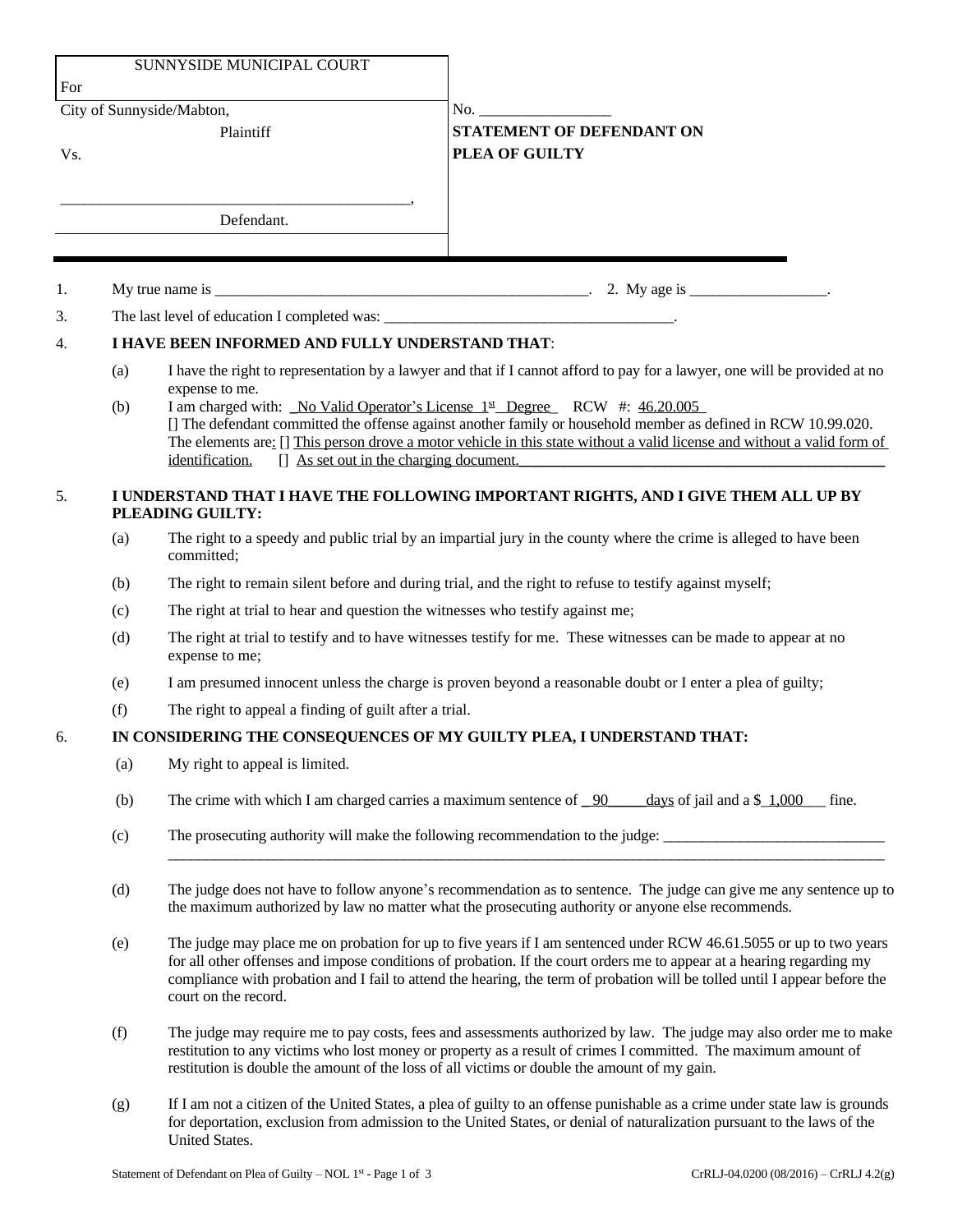| SUNNYSIDE MUNICIPAL COURT For | |
|---|---|
| City of Sunnyside/Mabton, Plaintiff | No. _________________ |
| Vs. | **STATEMENT OF DEFENDANT ON PLEA OF GUILTY** |
| _____________________________________________, Defendant. | |

1. My true name is ___________________________________________________. 2. My age is __________________.

3. The last level of education I completed was: ______________________________________.

4. **I HAVE BEEN INFORMED AND FULLY UNDERSTAND THAT**:

   (a) I have the right to representation by a lawyer and that if I cannot afford to pay for a lawyer, one will be provided at no expense to me.

   (b) I am charged with: No Valid Operator's License 1st Degree RCW #: 46.20.005
   [] The defendant committed the offense against another family or household member as defined in RCW 10.99.020.
   The elements are: [] This person drove a motor vehicle in this state without a valid license and without a valid form of identification. [] As set out in the charging document.

5. **I UNDERSTAND THAT I HAVE THE FOLLOWING IMPORTANT RIGHTS, AND I GIVE THEM ALL UP BY PLEADING GUILTY:**

   (a) The right to a speedy and public trial by an impartial jury in the county where the crime is alleged to have been committed;

   (b) The right to remain silent before and during trial, and the right to refuse to testify against myself;

   (c) The right at trial to hear and question the witnesses who testify against me;

   (d) The right at trial to testify and to have witnesses testify for me. These witnesses can be made to appear at no expense to me;

   (e) I am presumed innocent unless the charge is proven beyond a reasonable doubt or I enter a plea of guilty;

   (f) The right to appeal a finding of guilt after a trial.

6. **IN CONSIDERING THE CONSEQUENCES OF MY GUILTY PLEA, I UNDERSTAND THAT:**

   (a) My right to appeal is limited.

   (b) The crime with which I am charged carries a maximum sentence of _90_____days of jail and a $_1,000___ fine.

   (c) The prosecuting authority will make the following recommendation to the judge: _____________________________
   ____________________________________________________________________________________________________

   (d) The judge does not have to follow anyone's recommendation as to sentence. The judge can give me any sentence up to the maximum authorized by law no matter what the prosecuting authority or anyone else recommends.

   (e) The judge may place me on probation for up to five years if I am sentenced under RCW 46.61.5055 or up to two years for all other offenses and impose conditions of probation. If the court orders me to appear at a hearing regarding my compliance with probation and I fail to attend the hearing, the term of probation will be tolled until I appear before the court on the record.

   (f) The judge may require me to pay costs, fees and assessments authorized by law. The judge may also order me to make restitution to any victims who lost money or property as a result of crimes I committed. The maximum amount of restitution is double the amount of the loss of all victims or double the amount of my gain.

   (g) If I am not a citizen of the United States, a plea of guilty to an offense punishable as a crime under state law is grounds for deportation, exclusion from admission to the United States, or denial of naturalization pursuant to the laws of the United States.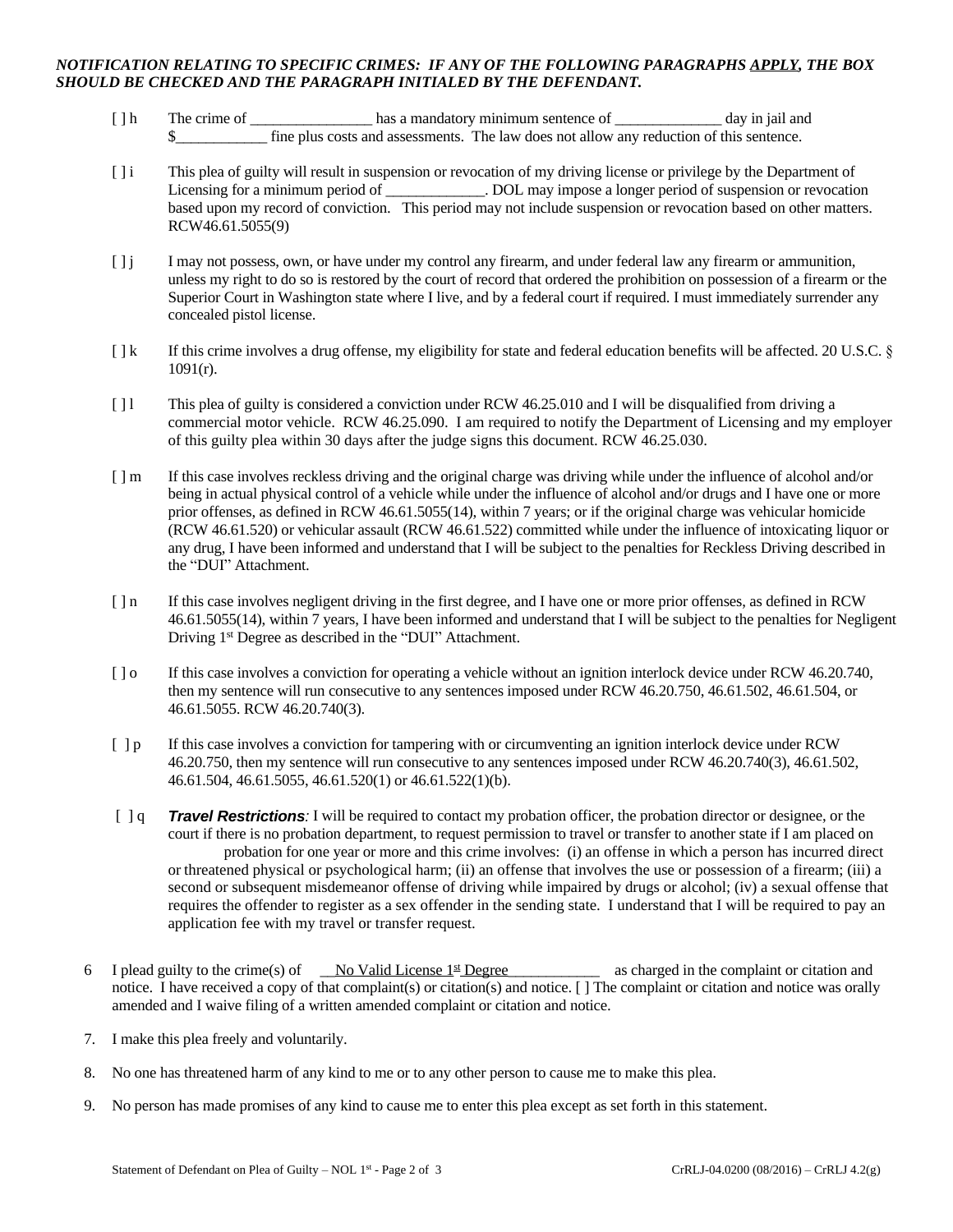***NOTIFICATION RELATING TO SPECIFIC CRIMES: IF ANY OF THE FOLLOWING PARAGRAPHS <u>APPLY</u>, THE BOX SHOULD BE CHECKED AND THE PARAGRAPH INITIALED BY THE DEFENDANT.***

[ ] h The crime of ________________ has a mandatory minimum sentence of ______________ day in jail and $____________ fine plus costs and assessments. The law does not allow any reduction of this sentence.

[ ] i This plea of guilty will result in suspension or revocation of my driving license or privilege by the Department of Licensing for a minimum period of _____________. DOL may impose a longer period of suspension or revocation based upon my record of conviction. This period may not include suspension or revocation based on other matters. RCW46.61.5055(9)

[ ] j I may not possess, own, or have under my control any firearm, and under federal law any firearm or ammunition, unless my right to do so is restored by the court of record that ordered the prohibition on possession of a firearm or the Superior Court in Washington state where I live, and by a federal court if required. I must immediately surrender any concealed pistol license.

[ ] k If this crime involves a drug offense, my eligibility for state and federal education benefits will be affected. 20 U.S.C. § 1091(r).

[ ] l This plea of guilty is considered a conviction under RCW 46.25.010 and I will be disqualified from driving a commercial motor vehicle. RCW 46.25.090. I am required to notify the Department of Licensing and my employer of this guilty plea within 30 days after the judge signs this document. RCW 46.25.030.

[ ] m If this case involves reckless driving and the original charge was driving while under the influence of alcohol and/or being in actual physical control of a vehicle while under the influence of alcohol and/or drugs and I have one or more prior offenses, as defined in RCW 46.61.5055(14), within 7 years; or if the original charge was vehicular homicide (RCW 46.61.520) or vehicular assault (RCW 46.61.522) committed while under the influence of intoxicating liquor or any drug, I have been informed and understand that I will be subject to the penalties for Reckless Driving described in the "DUI" Attachment.

[ ] n If this case involves negligent driving in the first degree, and I have one or more prior offenses, as defined in RCW 46.61.5055(14), within 7 years, I have been informed and understand that I will be subject to the penalties for Negligent Driving 1st Degree as described in the "DUI" Attachment.

[ ] o If this case involves a conviction for operating a vehicle without an ignition interlock device under RCW 46.20.740, then my sentence will run consecutive to any sentences imposed under RCW 46.20.750, 46.61.502, 46.61.504, or 46.61.5055. RCW 46.20.740(3).

[ ] p If this case involves a conviction for tampering with or circumventing an ignition interlock device under RCW 46.20.750, then my sentence will run consecutive to any sentences imposed under RCW 46.20.740(3), 46.61.502, 46.61.504, 46.61.5055, 46.61.520(1) or 46.61.522(1)(b).

[ ] q ***Travel Restrictions****:* I will be required to contact my probation officer, the probation director or designee, or the court if there is no probation department, to request permission to travel or transfer to another state if I am placed on probation for one year or more and this crime involves: (i) an offense in which a person has incurred direct or threatened physical or psychological harm; (ii) an offense that involves the use or possession of a firearm; (iii) a second or subsequent misdemeanor offense of driving while impaired by drugs or alcohol; (iv) a sexual offense that requires the offender to register as a sex offender in the sending state. I understand that I will be required to pay an application fee with my travel or transfer request.

6 I plead guilty to the crime(s) of __No Valid License 1st Degree____________ as charged in the complaint or citation and notice. I have received a copy of that complaint(s) or citation(s) and notice. [ ] The complaint or citation and notice was orally amended and I waive filing of a written amended complaint or citation and notice.

7. I make this plea freely and voluntarily.

8. No one has threatened harm of any kind to me or to any other person to cause me to make this plea.

9. No person has made promises of any kind to cause me to enter this plea except as set forth in this statement.

Statement of Defendant on Plea of Guilty – NOL 1st CrRLJ-04.0200 (08/2016) – CrRLJ 4.2(g)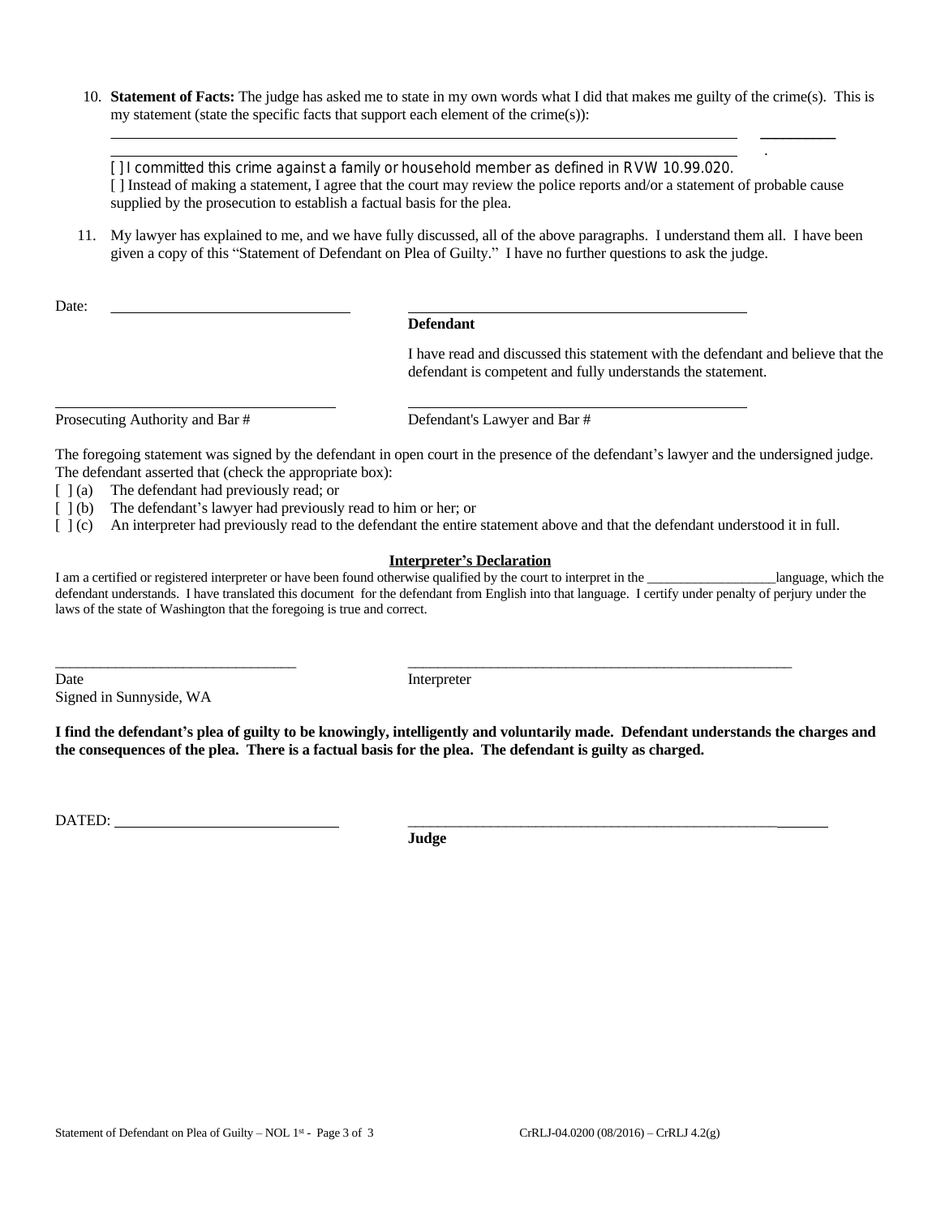10. **Statement of Facts:** The judge has asked me to state in my own words what I did that makes me guilty of the crime(s). This is my statement (state the specific facts that support each element of the crime(s)):

    ______________________________________________________________________________ __________

    ______________________________________________________________________________ .

    [ ] I committed this crime against a family or household member as defined in RVW 10.99.020.

    [ ] Instead of making a statement, I agree that the court may review the police reports and/or a statement of probable cause supplied by the prosecution to establish a factual basis for the plea.

11. My lawyer has explained to me, and we have fully discussed, all of the above paragraphs. I understand them all. I have been given a copy of this "Statement of Defendant on Plea of Guilty." I have no further questions to ask the judge.

Date: ______________________________ ______________________________________

**Defendant**

I have read and discussed this statement with the defendant and believe that the defendant is competent and fully understands the statement.

______________________________________ ______________________________________

Prosecuting Authority and Bar # Defendant's Lawyer and Bar #

The foregoing statement was signed by the defendant in open court in the presence of the defendant's lawyer and the undersigned judge. The defendant asserted that (check the appropriate box):

[ ] (a) The defendant had previously read; or

[ ] (b) The defendant's lawyer had previously read to him or her; or

[ ] (c) An interpreter had previously read to the defendant the entire statement above and that the defendant understood it in full.

**Interpreter's Declaration**

I am a certified or registered interpreter or have been found otherwise qualified by the court to interpret in the __________________language, which the defendant understands. I have translated this document for the defendant from English into that language. I certify under penalty of perjury under the laws of the state of Washington that the foregoing is true and correct.

________________________________ ______________________________________________________

Date Interpreter

Signed in Sunnyside, WA

**I find the defendant's plea of guilty to be knowingly, intelligently and voluntarily made. Defendant understands the charges and the consequences of the plea. There is a factual basis for the plea. The defendant is guilty as charged.**

DATED: ______________________________ ______________________________________________________

**Judge**